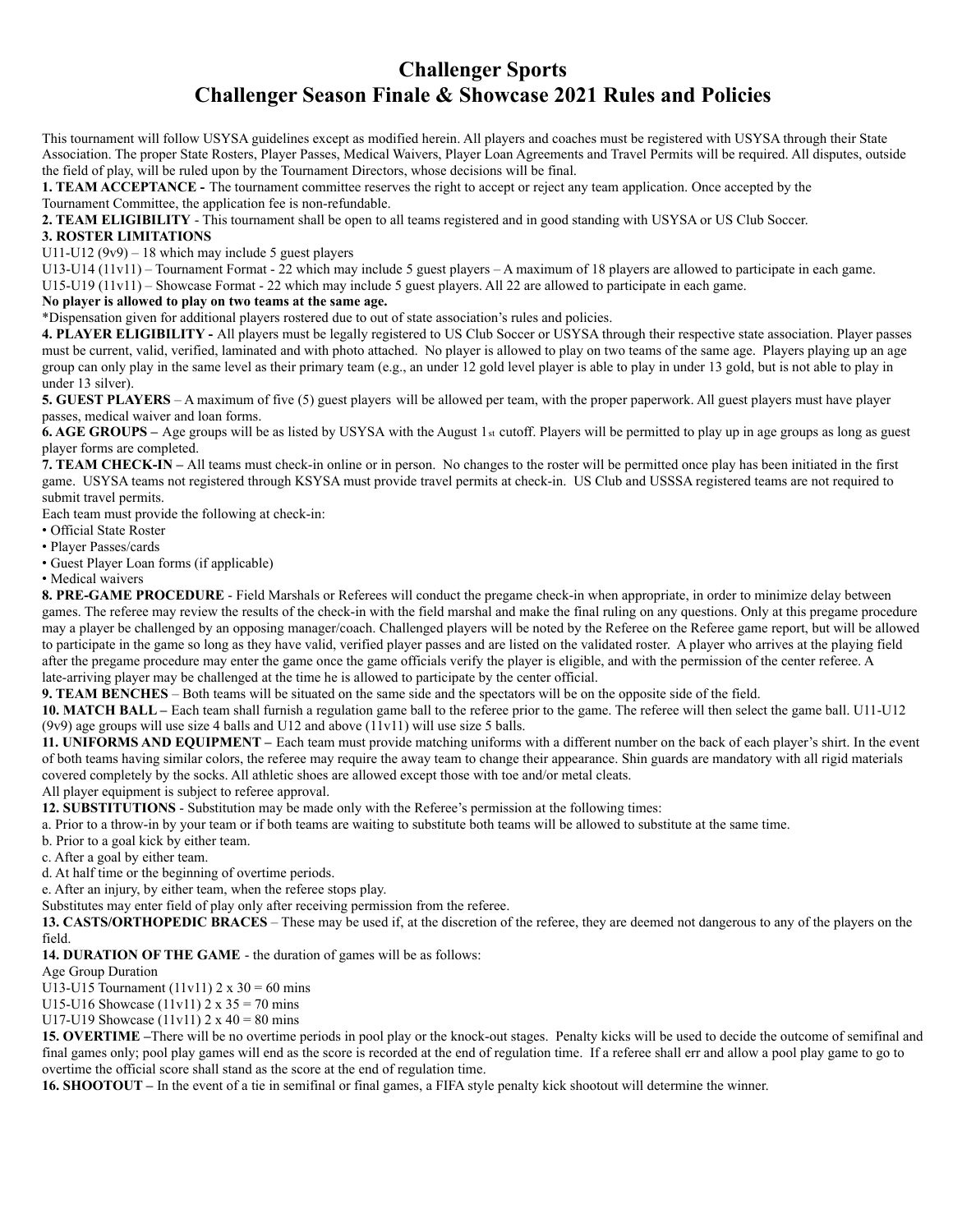# Challenger Sports
# Challenger Season Finale & Showcase 2021 Rules and Policies

This tournament will follow USYSA guidelines except as modified herein. All players and coaches must be registered with USYSA through their State Association. The proper State Rosters, Player Passes, Medical Waivers, Player Loan Agreements and Travel Permits will be required. All disputes, outside the field of play, will be ruled upon by the Tournament Directors, whose decisions will be final.

**1. TEAM ACCEPTANCE -** The tournament committee reserves the right to accept or reject any team application. Once accepted by the Tournament Committee, the application fee is non-refundable.

**2. TEAM ELIGIBILITY** - This tournament shall be open to all teams registered and in good standing with USYSA or US Club Soccer.

**3. ROSTER LIMITATIONS**

U11-U12 (9v9) – 18 which may include 5 guest players

U13-U14 (11v11) – Tournament Format - 22 which may include 5 guest players – A maximum of 18 players are allowed to participate in each game.

U15-U19 (11v11) – Showcase Format - 22 which may include 5 guest players. All 22 are allowed to participate in each game.

**No player is allowed to play on two teams at the same age.**

*Dispensation given for additional players rostered due to out of state association's rules and policies.

**4. PLAYER ELIGIBILITY -** All players must be legally registered to US Club Soccer or USYSA through their respective state association. Player passes must be current, valid, verified, laminated and with photo attached. No player is allowed to play on two teams of the same age. Players playing up an age group can only play in the same level as their primary team (e.g., an under 12 gold level player is able to play in under 13 gold, but is not able to play in under 13 silver).

**5. GUEST PLAYERS** – A maximum of five (5) guest players will be allowed per team, with the proper paperwork. All guest players must have player passes, medical waiver and loan forms.

**6. AGE GROUPS –** Age groups will be as listed by USYSA with the August 1st cutoff. Players will be permitted to play up in age groups as long as guest player forms are completed.

**7. TEAM CHECK-IN –** All teams must check-in online or in person. No changes to the roster will be permitted once play has been initiated in the first game. USYSA teams not registered through KSYSA must provide travel permits at check-in. US Club and USSSA registered teams are not required to submit travel permits.

Each team must provide the following at check-in:

- Official State Roster
- Player Passes/cards
- Guest Player Loan forms (if applicable)
- Medical waivers

**8. PRE-GAME PROCEDURE** - Field Marshals or Referees will conduct the pregame check-in when appropriate, in order to minimize delay between games. The referee may review the results of the check-in with the field marshal and make the final ruling on any questions. Only at this pregame procedure may a player be challenged by an opposing manager/coach. Challenged players will be noted by the Referee on the Referee game report, but will be allowed to participate in the game so long as they have valid, verified player passes and are listed on the validated roster. A player who arrives at the playing field after the pregame procedure may enter the game once the game officials verify the player is eligible, and with the permission of the center referee. A late-arriving player may be challenged at the time he is allowed to participate by the center official.

**9. TEAM BENCHES** – Both teams will be situated on the same side and the spectators will be on the opposite side of the field.

**10. MATCH BALL –** Each team shall furnish a regulation game ball to the referee prior to the game. The referee will then select the game ball. U11-U12 (9v9) age groups will use size 4 balls and U12 and above (11v11) will use size 5 balls.

**11. UNIFORMS AND EQUIPMENT –** Each team must provide matching uniforms with a different number on the back of each player's shirt. In the event of both teams having similar colors, the referee may require the away team to change their appearance. Shin guards are mandatory with all rigid materials covered completely by the socks. All athletic shoes are allowed except those with toe and/or metal cleats.

All player equipment is subject to referee approval.

**12. SUBSTITUTIONS** - Substitution may be made only with the Referee's permission at the following times:

a. Prior to a throw-in by your team or if both teams are waiting to substitute both teams will be allowed to substitute at the same time.

b. Prior to a goal kick by either team.

c. After a goal by either team.

d. At half time or the beginning of overtime periods.

e. After an injury, by either team, when the referee stops play.

Substitutes may enter field of play only after receiving permission from the referee.

**13. CASTS/ORTHOPEDIC BRACES** – These may be used if, at the discretion of the referee, they are deemed not dangerous to any of the players on the field.

**14. DURATION OF THE GAME** - the duration of games will be as follows:

Age Group Duration

U13-U15 Tournament (11v11) 2 x 30 = 60 mins

U15-U16 Showcase (11v11) 2 x 35 = 70 mins

U17-U19 Showcase (11v11) 2 x 40 = 80 mins

**15. OVERTIME –**There will be no overtime periods in pool play or the knock-out stages. Penalty kicks will be used to decide the outcome of semifinal and final games only; pool play games will end as the score is recorded at the end of regulation time. If a referee shall err and allow a pool play game to go to overtime the official score shall stand as the score at the end of regulation time.

**16. SHOOTOUT –** In the event of a tie in semifinal or final games, a FIFA style penalty kick shootout will determine the winner.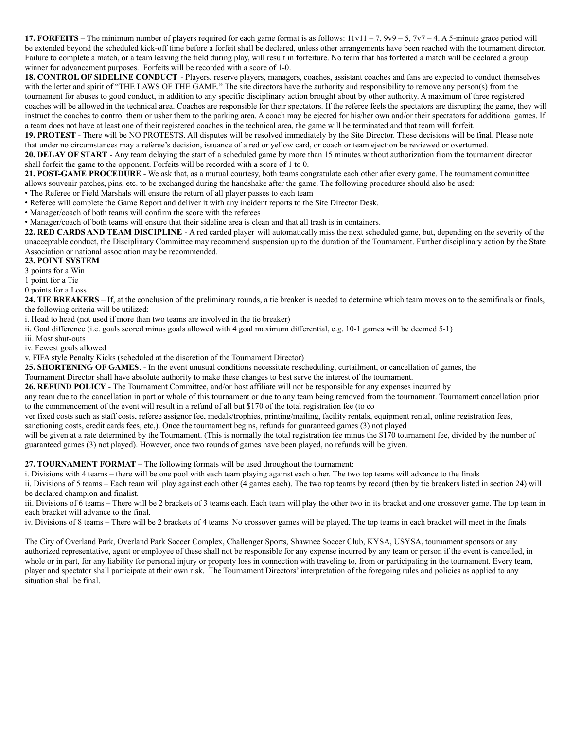**17. FORFEITS** – The minimum number of players required for each game format is as follows: 11v11 – 7, 9v9 – 5, 7v7 – 4. A 5-minute grace period will be extended beyond the scheduled kick-off time before a forfeit shall be declared, unless other arrangements have been reached with the tournament director. Failure to complete a match, or a team leaving the field during play, will result in forfeiture. No team that has forfeited a match will be declared a group winner for advancement purposes. Forfeits will be recorded with a score of 1-0.

**18. CONTROL OF SIDELINE CONDUCT** - Players, reserve players, managers, coaches, assistant coaches and fans are expected to conduct themselves with the letter and spirit of "THE LAWS OF THE GAME." The site directors have the authority and responsibility to remove any person(s) from the tournament for abuses to good conduct, in addition to any specific disciplinary action brought about by other authority. A maximum of three registered coaches will be allowed in the technical area. Coaches are responsible for their spectators. If the referee feels the spectators are disrupting the game, they will instruct the coaches to control them or usher them to the parking area. A coach may be ejected for his/her own and/or their spectators for additional games. If a team does not have at least one of their registered coaches in the technical area, the game will be terminated and that team will forfeit.

**19. PROTEST** - There will be NO PROTESTS. All disputes will be resolved immediately by the Site Director. These decisions will be final. Please note that under no circumstances may a referee's decision, issuance of a red or yellow card, or coach or team ejection be reviewed or overturned.

**20. DELAY OF START** - Any team delaying the start of a scheduled game by more than 15 minutes without authorization from the tournament director shall forfeit the game to the opponent. Forfeits will be recorded with a score of 1 to 0.

**21. POST-GAME PROCEDURE** - We ask that, as a mutual courtesy, both teams congratulate each other after every game. The tournament committee allows souvenir patches, pins, etc. to be exchanged during the handshake after the game. The following procedures should also be used:

- The Referee or Field Marshals will ensure the return of all player passes to each team
- Referee will complete the Game Report and deliver it with any incident reports to the Site Director Desk.
- Manager/coach of both teams will confirm the score with the referees
- Manager/coach of both teams will ensure that their sideline area is clean and that all trash is in containers.

**22. RED CARDS AND TEAM DISCIPLINE** - A red carded player will automatically miss the next scheduled game, but, depending on the severity of the unacceptable conduct, the Disciplinary Committee may recommend suspension up to the duration of the Tournament. Further disciplinary action by the State Association or national association may be recommended.

**23. POINT SYSTEM**

3 points for a Win

1 point for a Tie

0 points for a Loss

**24. TIE BREAKERS** – If, at the conclusion of the preliminary rounds, a tie breaker is needed to determine which team moves on to the semifinals or finals, the following criteria will be utilized:

i. Head to head (not used if more than two teams are involved in the tie breaker)

ii. Goal difference (i.e. goals scored minus goals allowed with 4 goal maximum differential, e.g. 10-1 games will be deemed 5-1)

iii. Most shut-outs

iv. Fewest goals allowed

v. FIFA style Penalty Kicks (scheduled at the discretion of the Tournament Director)

**25. SHORTENING OF GAMES**. - In the event unusual conditions necessitate rescheduling, curtailment, or cancellation of games, the Tournament Director shall have absolute authority to make these changes to best serve the interest of the tournament.

**26. REFUND POLICY** - The Tournament Committee, and/or host affiliate will not be responsible for any expenses incurred by any team due to the cancellation in part or whole of this tournament or due to any team being removed from the tournament. Tournament cancellation prior to the commencement of the event will result in a refund of all but $170 of the total registration fee (to cover fixed costs such as staff costs, referee assignor fee, medals/trophies, printing/mailing, facility rentals, equipment rental, online registration fees, sanctioning costs, credit cards fees, etc,). Once the tournament begins, refunds for guaranteed games (3) not played will be given at a rate determined by the Tournament. (This is normally the total registration fee minus the $170 tournament fee, divided by the number of guaranteed games (3) not played). However, once two rounds of games have been played, no refunds will be given.

**27. TOURNAMENT FORMAT** – The following formats will be used throughout the tournament:

i. Divisions with 4 teams – there will be one pool with each team playing against each other. The two top teams will advance to the finals

ii. Divisions of 5 teams – Each team will play against each other (4 games each). The two top teams by record (then by tie breakers listed in section 24) will be declared champion and finalist.

iii. Divisions of 6 teams – There will be 2 brackets of 3 teams each. Each team will play the other two in its bracket and one crossover game. The top team in each bracket will advance to the final.

iv. Divisions of 8 teams – There will be 2 brackets of 4 teams. No crossover games will be played. The top teams in each bracket will meet in the finals

The City of Overland Park, Overland Park Soccer Complex, Challenger Sports, Shawnee Soccer Club, KYSA, USYSA, tournament sponsors or any authorized representative, agent or employee of these shall not be responsible for any expense incurred by any team or person if the event is cancelled, in whole or in part, for any liability for personal injury or property loss in connection with traveling to, from or participating in the tournament. Every team, player and spectator shall participate at their own risk. The Tournament Directors' interpretation of the foregoing rules and policies as applied to any situation shall be final.